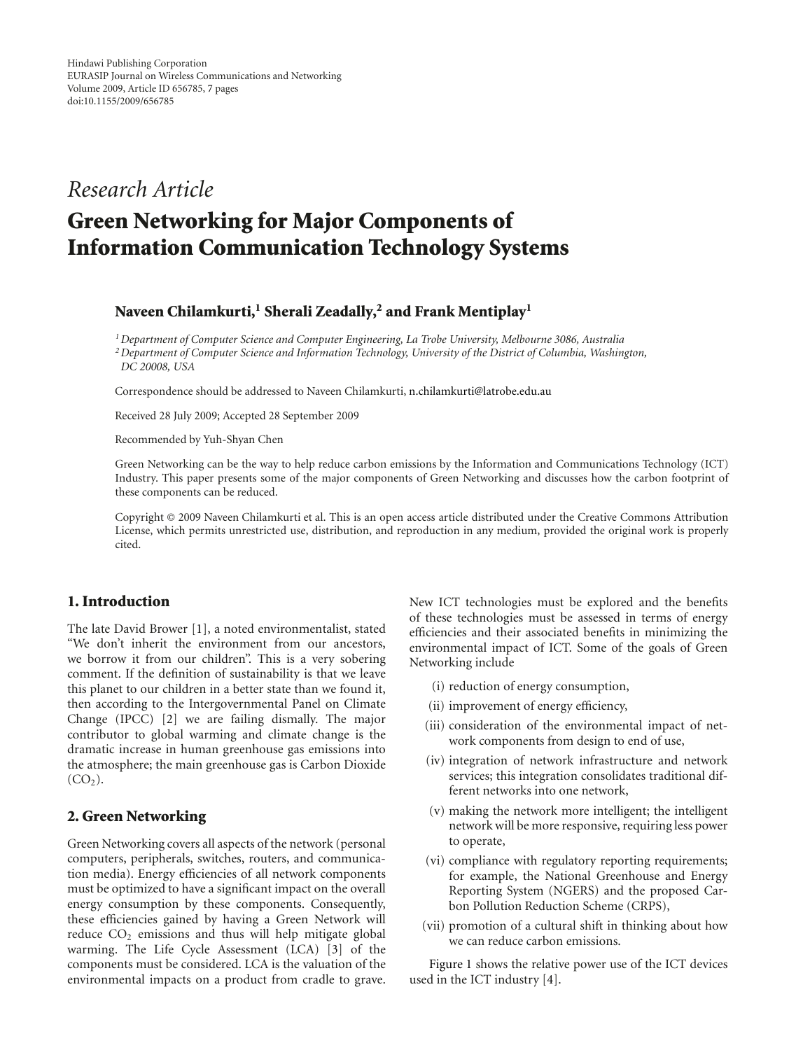Hindawi Publishing Corporation
EURASIP Journal on Wireless Communications and Networking
Volume 2009, Article ID 656785, 7 pages
doi:10.1155/2009/656785

*Research Article*

# Green Networking for Major Components of Information Communication Technology Systems

**Naveen Chilamkurti,[1] Sherali Zeadally,[2] and Frank Mentiplay[1]**

[1] *Department of Computer Science and Computer Engineering, La Trobe University, Melbourne 3086, Australia*
[2] *Department of Computer Science and Information Technology, University of the District of Columbia, Washington, DC 20008, USA*

Correspondence should be addressed to Naveen Chilamkurti, n.chilamkurti@latrobe.edu.au

Received 28 July 2009; Accepted 28 September 2009

Recommended by Yuh-Shyan Chen

Green Networking can be the way to help reduce carbon emissions by the Information and Communications Technology (ICT) Industry. This paper presents some of the major components of Green Networking and discusses how the carbon footprint of these components can be reduced.

Copyright © 2009 Naveen Chilamkurti et al. This is an open access article distributed under the Creative Commons Attribution License, which permits unrestricted use, distribution, and reproduction in any medium, provided the original work is properly cited.

## 1. Introduction

The late David Brower [1], a noted environmentalist, stated "We don't inherit the environment from our ancestors, we borrow it from our children". This is a very sobering comment. If the definition of sustainability is that we leave this planet to our children in a better state than we found it, then according to the Intergovernmental Panel on Climate Change (IPCC) [2] we are failing dismally. The major contributor to global warming and climate change is the dramatic increase in human greenhouse gas emissions into the atmosphere; the main greenhouse gas is Carbon Dioxide ($CO_2$).

## 2. Green Networking

Green Networking covers all aspects of the network (personal computers, peripherals, switches, routers, and communication media). Energy efficiencies of all network components must be optimized to have a significant impact on the overall energy consumption by these components. Consequently, these efficiencies gained by having a Green Network will reduce $CO_2$ emissions and thus will help mitigate global warming. The Life Cycle Assessment (LCA) [3] of the components must be considered. LCA is the valuation of the environmental impacts on a product from cradle to grave. New ICT technologies must be explored and the benefits of these technologies must be assessed in terms of energy efficiencies and their associated benefits in minimizing the environmental impact of ICT. Some of the goals of Green Networking include

(i) reduction of energy consumption,

(ii) improvement of energy efficiency,

(iii) consideration of the environmental impact of network components from design to end of use,

(iv) integration of network infrastructure and network services; this integration consolidates traditional different networks into one network,

(v) making the network more intelligent; the intelligent network will be more responsive, requiring less power to operate,

(vi) compliance with regulatory reporting requirements; for example, the National Greenhouse and Energy Reporting System (NGERS) and the proposed Carbon Pollution Reduction Scheme (CRPS),

(vii) promotion of a cultural shift in thinking about how we can reduce carbon emissions.

Figure 1 shows the relative power use of the ICT devices used in the ICT industry [4].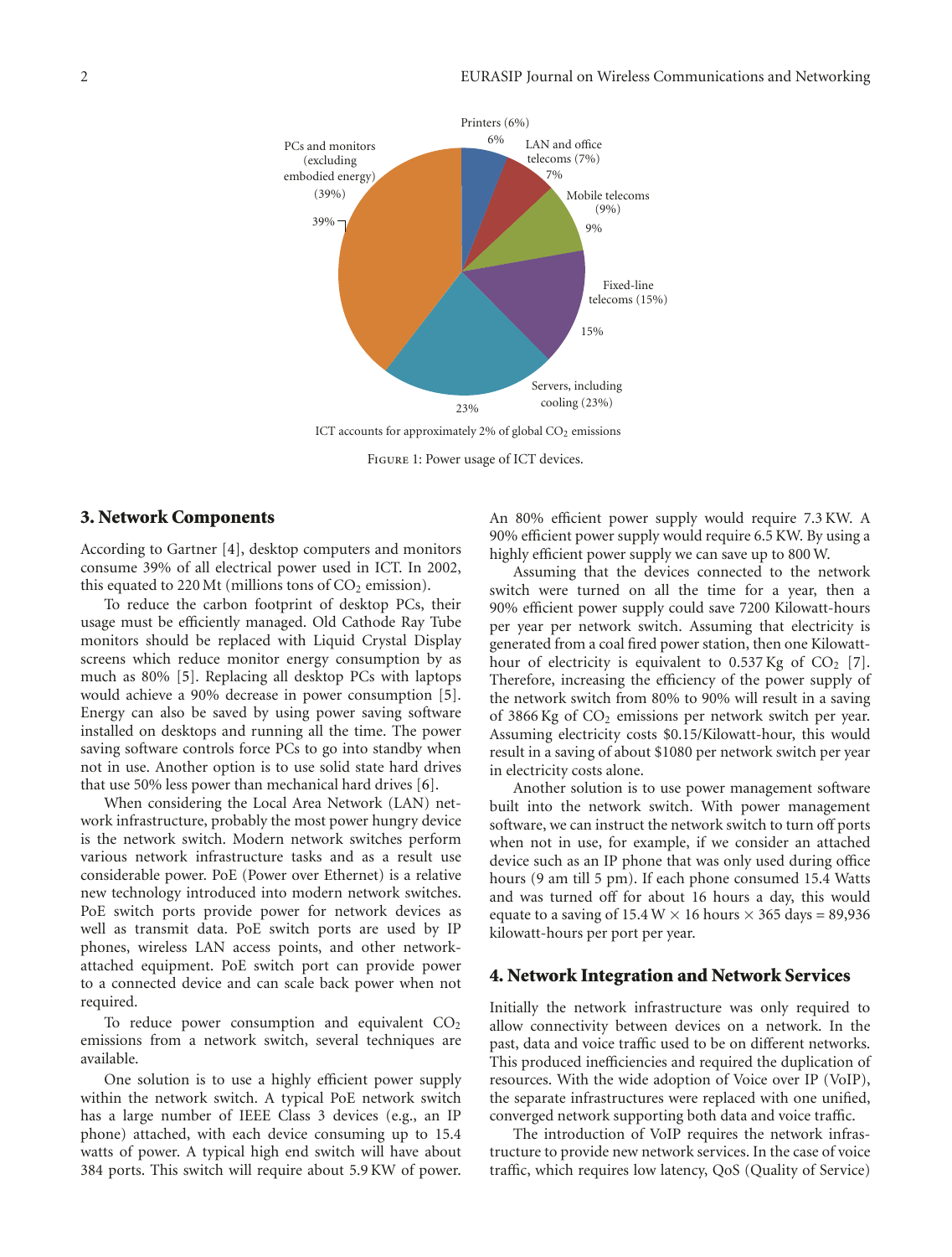ICT accounts for approximately 2% of global $CO_2$ emissions

Figure 1: Power usage of ICT devices.

## 3. Network Components

According to Gartner [4], desktop computers and monitors consume 39% of all electrical power used in ICT. In 2002, this equated to 220 Mt (millions tons of $CO_2$ emission).

To reduce the carbon footprint of desktop PCs, their usage must be efficiently managed. Old Cathode Ray Tube monitors should be replaced with Liquid Crystal Display screens which reduce monitor energy consumption by as much as 80% [5]. Replacing all desktop PCs with laptops would achieve a 90% decrease in power consumption [5]. Energy can also be saved by using power saving software installed on desktops and running all the time. The power saving software controls force PCs to go into standby when not in use. Another option is to use solid state hard drives that use 50% less power than mechanical hard drives [6].

When considering the Local Area Network (LAN) network infrastructure, probably the most power hungry device is the network switch. Modern network switches perform various network infrastructure tasks and as a result use considerable power. PoE (Power over Ethernet) is a relative new technology introduced into modern network switches. PoE switch ports provide power for network devices as well as transmit data. PoE switch ports are used by IP phones, wireless LAN access points, and other network-attached equipment. PoE switch port can provide power to a connected device and can scale back power when not required.

To reduce power consumption and equivalent $CO_2$ emissions from a network switch, several techniques are available.

One solution is to use a highly efficient power supply within the network switch. A typical PoE network switch has a large number of IEEE Class 3 devices (e.g., an IP phone) attached, with each device consuming up to 15.4 watts of power. A typical high end switch will have about 384 ports. This switch will require about 5.9 KW of power. An 80% efficient power supply would require 7.3 KW. A 90% efficient power supply would require 6.5 KW. By using a highly efficient power supply we can save up to 800 W.

Assuming that the devices connected to the network switch were turned on all the time for a year, then a 90% efficient power supply could save 7200 Kilowatt-hours per year per network switch. Assuming that electricity is generated from a coal fired power station, then one Kilowatt-hour of electricity is equivalent to 0.537 Kg of $CO_2$ [7]. Therefore, increasing the efficiency of the power supply of the network switch from 80% to 90% will result in a saving of 3866 Kg of $CO_2$ emissions per network switch per year. Assuming electricity costs \$0.15/Kilowatt-hour, this would result in a saving of about \$1080 per network switch per year in electricity costs alone.

Another solution is to use power management software built into the network switch. With power management software, we can instruct the network switch to turn off ports when not in use, for example, if we consider an attached device such as an IP phone that was only used during office hours (9 am till 5 pm). If each phone consumed 15.4 Watts and was turned off for about 16 hours a day, this would equate to a saving of $15.4\,\text{W} \times 16\ \text{hours} \times 365\ \text{days} = 89{,}936$ kilowatt-hours per port per year.

## 4. Network Integration and Network Services

Initially the network infrastructure was only required to allow connectivity between devices on a network. In the past, data and voice traffic used to be on different networks. This produced inefficiencies and required the duplication of resources. With the wide adoption of Voice over IP (VoIP), the separate infrastructures were replaced with one unified, converged network supporting both data and voice traffic.

The introduction of VoIP requires the network infrastructure to provide new network services. In the case of voice traffic, which requires low latency, QoS (Quality of Service)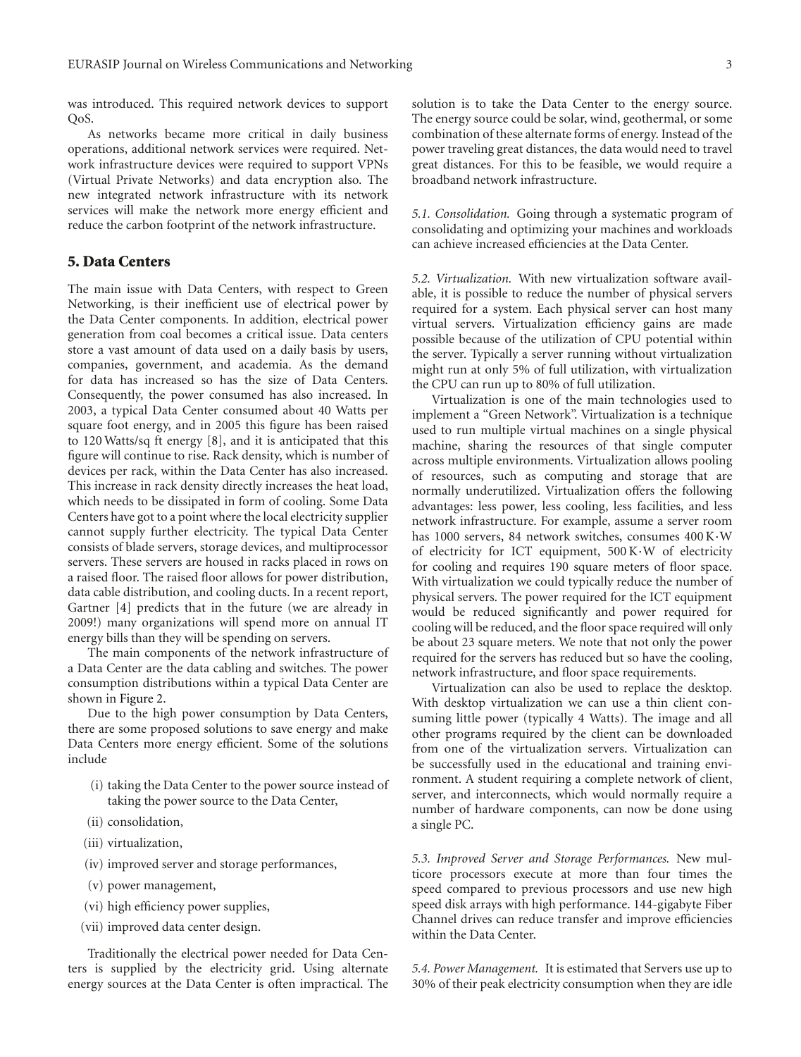was introduced. This required network devices to support QoS.

As networks became more critical in daily business operations, additional network services were required. Network infrastructure devices were required to support VPNs (Virtual Private Networks) and data encryption also. The new integrated network infrastructure with its network services will make the network more energy efficient and reduce the carbon footprint of the network infrastructure.

## 5. Data Centers

The main issue with Data Centers, with respect to Green Networking, is their inefficient use of electrical power by the Data Center components. In addition, electrical power generation from coal becomes a critical issue. Data centers store a vast amount of data used on a daily basis by users, companies, government, and academia. As the demand for data has increased so has the size of Data Centers. Consequently, the power consumed has also increased. In 2003, a typical Data Center consumed about 40 Watts per square foot energy, and in 2005 this figure has been raised to 120 Watts/sq ft energy [8], and it is anticipated that this figure will continue to rise. Rack density, which is number of devices per rack, within the Data Center has also increased. This increase in rack density directly increases the heat load, which needs to be dissipated in form of cooling. Some Data Centers have got to a point where the local electricity supplier cannot supply further electricity. The typical Data Center consists of blade servers, storage devices, and multiprocessor servers. These servers are housed in racks placed in rows on a raised floor. The raised floor allows for power distribution, data cable distribution, and cooling ducts. In a recent report, Gartner [4] predicts that in the future (we are already in 2009!) many organizations will spend more on annual IT energy bills than they will be spending on servers.

The main components of the network infrastructure of a Data Center are the data cabling and switches. The power consumption distributions within a typical Data Center are shown in Figure 2.

Due to the high power consumption by Data Centers, there are some proposed solutions to save energy and make Data Centers more energy efficient. Some of the solutions include

(i) taking the Data Center to the power source instead of taking the power source to the Data Center,

(ii) consolidation,

(iii) virtualization,

(iv) improved server and storage performances,

(v) power management,

(vi) high efficiency power supplies,

(vii) improved data center design.

Traditionally the electrical power needed for Data Centers is supplied by the electricity grid. Using alternate energy sources at the Data Center is often impractical. The solution is to take the Data Center to the energy source. The energy source could be solar, wind, geothermal, or some combination of these alternate forms of energy. Instead of the power traveling great distances, the data would need to travel great distances. For this to be feasible, we would require a broadband network infrastructure.

*5.1. Consolidation.* Going through a systematic program of consolidating and optimizing your machines and workloads can achieve increased efficiencies at the Data Center.

*5.2. Virtualization.* With new virtualization software available, it is possible to reduce the number of physical servers required for a system. Each physical server can host many virtual servers. Virtualization efficiency gains are made possible because of the utilization of CPU potential within the server. Typically a server running without virtualization might run at only 5% of full utilization, with virtualization the CPU can run up to 80% of full utilization.

Virtualization is one of the main technologies used to implement a "Green Network". Virtualization is a technique used to run multiple virtual machines on a single physical machine, sharing the resources of that single computer across multiple environments. Virtualization allows pooling of resources, such as computing and storage that are normally underutilized. Virtualization offers the following advantages: less power, less cooling, less facilities, and less network infrastructure. For example, assume a server room has 1000 servers, 84 network switches, consumes 400 K·W of electricity for ICT equipment, 500 K·W of electricity for cooling and requires 190 square meters of floor space. With virtualization we could typically reduce the number of physical servers. The power required for the ICT equipment would be reduced significantly and power required for cooling will be reduced, and the floor space required will only be about 23 square meters. We note that not only the power required for the servers has reduced but so have the cooling, network infrastructure, and floor space requirements.

Virtualization can also be used to replace the desktop. With desktop virtualization we can use a thin client consuming little power (typically 4 Watts). The image and all other programs required by the client can be downloaded from one of the virtualization servers. Virtualization can be successfully used in the educational and training environment. A student requiring a complete network of client, server, and interconnects, which would normally require a number of hardware components, can now be done using a single PC.

*5.3. Improved Server and Storage Performances.* New multicore processors execute at more than four times the speed compared to previous processors and use new high speed disk arrays with high performance. 144-gigabyte Fiber Channel drives can reduce transfer and improve efficiencies within the Data Center.

*5.4. Power Management.* It is estimated that Servers use up to 30% of their peak electricity consumption when they are idle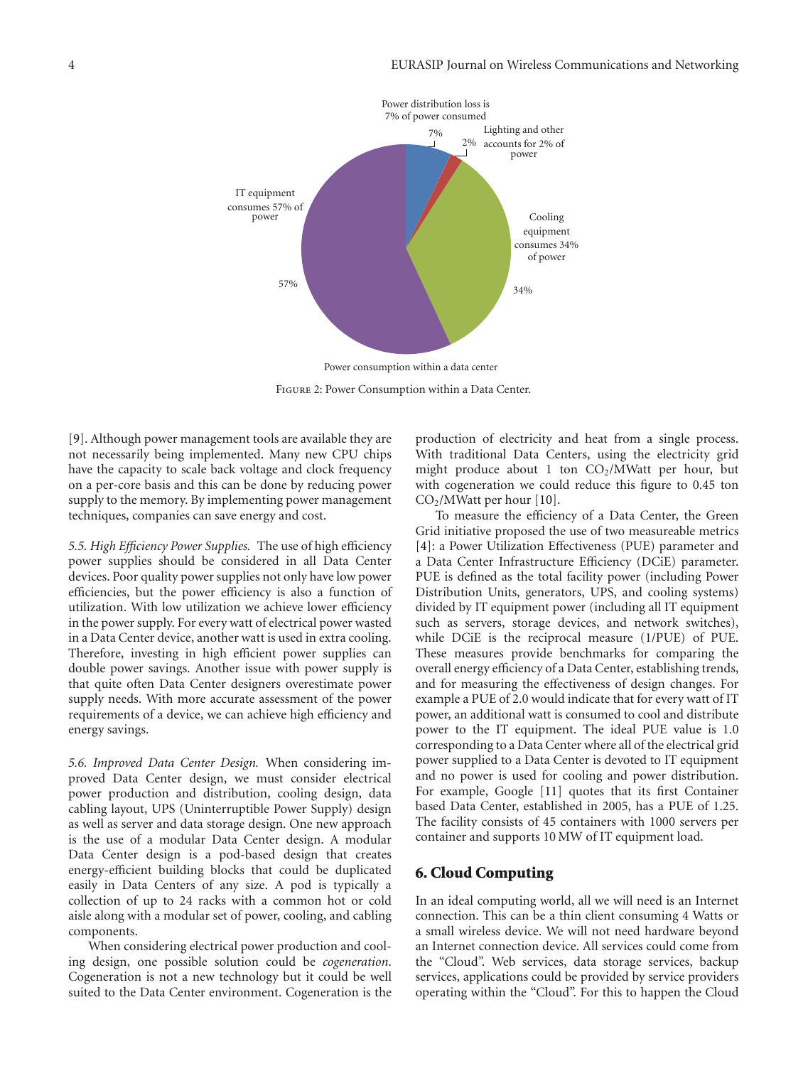Power distribution loss is 7% of power consumed

7%

2%

Lighting and other accounts for 2% of power

Cooling equipment consumes 34% of power

34%

IT equipment consumes 57% of power

57%

Power consumption within a data center

Figure 2: Power Consumption within a Data Center.

[9]. Although power management tools are available they are not necessarily being implemented. Many new CPU chips have the capacity to scale back voltage and clock frequency on a per-core basis and this can be done by reducing power supply to the memory. By implementing power management techniques, companies can save energy and cost.

*5.5. High Efficiency Power Supplies.* The use of high efficiency power supplies should be considered in all Data Center devices. Poor quality power supplies not only have low power efficiencies, but the power efficiency is also a function of utilization. With low utilization we achieve lower efficiency in the power supply. For every watt of electrical power wasted in a Data Center device, another watt is used in extra cooling. Therefore, investing in high efficient power supplies can double power savings. Another issue with power supply is that quite often Data Center designers overestimate power supply needs. With more accurate assessment of the power requirements of a device, we can achieve high efficiency and energy savings.

*5.6. Improved Data Center Design.* When considering improved Data Center design, we must consider electrical power production and distribution, cooling design, data cabling layout, UPS (Uninterruptible Power Supply) design as well as server and data storage design. One new approach is the use of a modular Data Center design. A modular Data Center design is a pod-based design that creates energy-efficient building blocks that could be duplicated easily in Data Centers of any size. A pod is typically a collection of up to 24 racks with a common hot or cold aisle along with a modular set of power, cooling, and cabling components.

When considering electrical power production and cooling design, one possible solution could be *cogeneration*. Cogeneration is not a new technology but it could be well suited to the Data Center environment. Cogeneration is the production of electricity and heat from a single process. With traditional Data Centers, using the electricity grid might produce about 1 ton $CO_2$/MWatt per hour, but with cogeneration we could reduce this figure to 0.45 ton $CO_2$/MWatt per hour [10].

To measure the efficiency of a Data Center, the Green Grid initiative proposed the use of two measureable metrics [4]: a Power Utilization Effectiveness (PUE) parameter and a Data Center Infrastructure Efficiency (DCiE) parameter. PUE is defined as the total facility power (including Power Distribution Units, generators, UPS, and cooling systems) divided by IT equipment power (including all IT equipment such as servers, storage devices, and network switches), while DCiE is the reciprocal measure (1/PUE) of PUE. These measures provide benchmarks for comparing the overall energy efficiency of a Data Center, establishing trends, and for measuring the effectiveness of design changes. For example a PUE of 2.0 would indicate that for every watt of IT power, an additional watt is consumed to cool and distribute power to the IT equipment. The ideal PUE value is 1.0 corresponding to a Data Center where all of the electrical grid power supplied to a Data Center is devoted to IT equipment and no power is used for cooling and power distribution. For example, Google [11] quotes that its first Container based Data Center, established in 2005, has a PUE of 1.25. The facility consists of 45 containers with 1000 servers per container and supports 10 MW of IT equipment load.

## 6. Cloud Computing

In an ideal computing world, all we will need is an Internet connection. This can be a thin client consuming 4 Watts or a small wireless device. We will not need hardware beyond an Internet connection device. All services could come from the "Cloud". Web services, data storage services, backup services, applications could be provided by service providers operating within the "Cloud". For this to happen the Cloud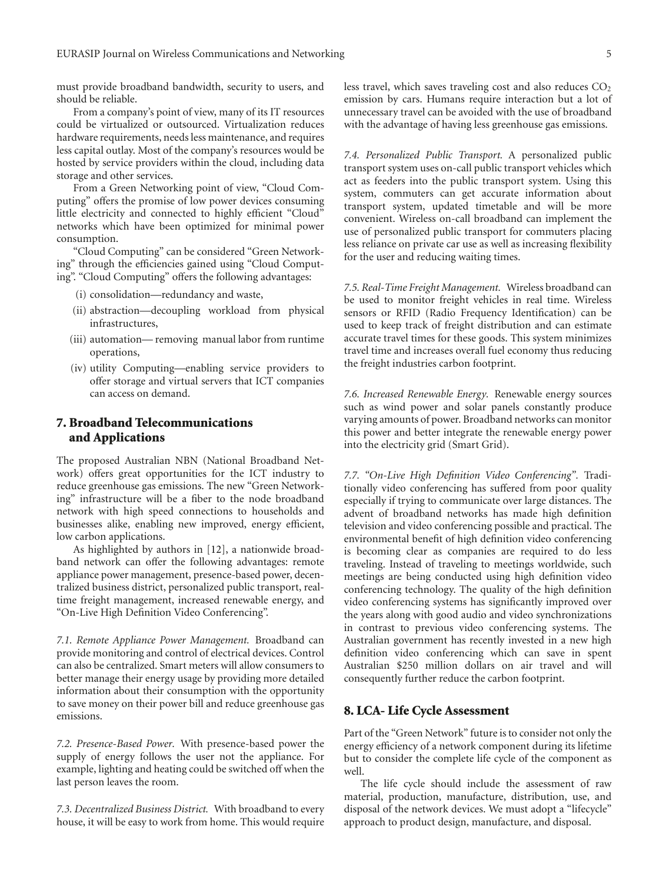must provide broadband bandwidth, security to users, and should be reliable.

From a company's point of view, many of its IT resources could be virtualized or outsourced. Virtualization reduces hardware requirements, needs less maintenance, and requires less capital outlay. Most of the company's resources would be hosted by service providers within the cloud, including data storage and other services.

From a Green Networking point of view, "Cloud Computing" offers the promise of low power devices consuming little electricity and connected to highly efficient "Cloud" networks which have been optimized for minimal power consumption.

"Cloud Computing" can be considered "Green Networking" through the efficiencies gained using "Cloud Computing". "Cloud Computing" offers the following advantages:

(i) consolidation—redundancy and waste,

(ii) abstraction—decoupling workload from physical infrastructures,

(iii) automation— removing manual labor from runtime operations,

(iv) utility Computing—enabling service providers to offer storage and virtual servers that ICT companies can access on demand.

## 7. Broadband Telecommunications and Applications

The proposed Australian NBN (National Broadband Network) offers great opportunities for the ICT industry to reduce greenhouse gas emissions. The new "Green Networking" infrastructure will be a fiber to the node broadband network with high speed connections to households and businesses alike, enabling new improved, energy efficient, low carbon applications.

As highlighted by authors in [12], a nationwide broadband network can offer the following advantages: remote appliance power management, presence-based power, decentralized business district, personalized public transport, real-time freight management, increased renewable energy, and "On-Live High Definition Video Conferencing".

*7.1. Remote Appliance Power Management.* Broadband can provide monitoring and control of electrical devices. Control can also be centralized. Smart meters will allow consumers to better manage their energy usage by providing more detailed information about their consumption with the opportunity to save money on their power bill and reduce greenhouse gas emissions.

*7.2. Presence-Based Power.* With presence-based power the supply of energy follows the user not the appliance. For example, lighting and heating could be switched off when the last person leaves the room.

*7.3. Decentralized Business District.* With broadband to every house, it will be easy to work from home. This would require less travel, which saves traveling cost and also reduces $CO_2$ emission by cars. Humans require interaction but a lot of unnecessary travel can be avoided with the use of broadband with the advantage of having less greenhouse gas emissions.

*7.4. Personalized Public Transport.* A personalized public transport system uses on-call public transport vehicles which act as feeders into the public transport system. Using this system, commuters can get accurate information about transport system, updated timetable and will be more convenient. Wireless on-call broadband can implement the use of personalized public transport for commuters placing less reliance on private car use as well as increasing flexibility for the user and reducing waiting times.

*7.5. Real-Time Freight Management.* Wireless broadband can be used to monitor freight vehicles in real time. Wireless sensors or RFID (Radio Frequency Identification) can be used to keep track of freight distribution and can estimate accurate travel times for these goods. This system minimizes travel time and increases overall fuel economy thus reducing the freight industries carbon footprint.

*7.6. Increased Renewable Energy.* Renewable energy sources such as wind power and solar panels constantly produce varying amounts of power. Broadband networks can monitor this power and better integrate the renewable energy power into the electricity grid (Smart Grid).

*7.7. "On-Live High Definition Video Conferencing".* Traditionally video conferencing has suffered from poor quality especially if trying to communicate over large distances. The advent of broadband networks has made high definition television and video conferencing possible and practical. The environmental benefit of high definition video conferencing is becoming clear as companies are required to do less traveling. Instead of traveling to meetings worldwide, such meetings are being conducted using high definition video conferencing technology. The quality of the high definition video conferencing systems has significantly improved over the years along with good audio and video synchronizations in contrast to previous video conferencing systems. The Australian government has recently invested in a new high definition video conferencing which can save in spent Australian $250 million dollars on air travel and will consequently further reduce the carbon footprint.

## 8. LCA- Life Cycle Assessment

Part of the "Green Network" future is to consider not only the energy efficiency of a network component during its lifetime but to consider the complete life cycle of the component as well.

The life cycle should include the assessment of raw material, production, manufacture, distribution, use, and disposal of the network devices. We must adopt a "lifecycle" approach to product design, manufacture, and disposal.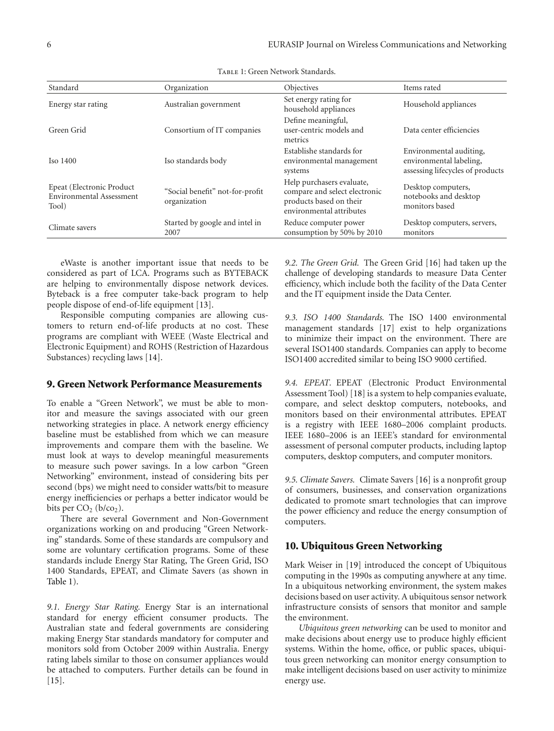Table 1: Green Network Standards.

| Standard | Organization | Objectives | Items rated |
|---|---|---|---|
| Energy star rating | Australian government | Set energy rating for household appliances | Household appliances |
| Green Grid | Consortium of IT companies | Define meaningful, user-centric models and metrics | Data center efficiencies |
| Iso 1400 | Iso standards body | Establishe standards for environmental management systems | Environmental auditing, environmental labeling, assessing lifecycles of products |
| Epeat (Electronic Product Environmental Assessment Tool) | "Social benefit" not-for-profit organization | Help purchasers evaluate, compare and select electronic products based on their environmental attributes | Desktop computers, notebooks and desktop monitors based |
| Climate savers | Started by google and intel in 2007 | Reduce computer power consumption by 50% by 2010 | Desktop computers, servers, monitors |

eWaste is another important issue that needs to be considered as part of LCA. Programs such as BYTEBACK are helping to environmentally dispose network devices. Byteback is a free computer take-back program to help people dispose of end-of-life equipment [13].

Responsible computing companies are allowing customers to return end-of-life products at no cost. These programs are compliant with WEEE (Waste Electrical and Electronic Equipment) and ROHS (Restriction of Hazardous Substances) recycling laws [14].

## 9. Green Network Performance Measurements

To enable a "Green Network", we must be able to monitor and measure the savings associated with our green networking strategies in place. A network energy efficiency baseline must be established from which we can measure improvements and compare them with the baseline. We must look at ways to develop meaningful measurements to measure such power savings. In a low carbon "Green Networking" environment, instead of considering bits per second (bps) we might need to consider watts/bit to measure energy inefficiencies or perhaps a better indicator would be bits per $CO_2$ ($b/co_2$).

There are several Government and Non-Government organizations working on and producing "Green Networking" standards. Some of these standards are compulsory and some are voluntary certification programs. Some of these standards include Energy Star Rating, The Green Grid, ISO 1400 Standards, EPEAT, and Climate Savers (as shown in Table 1).

*9.1. Energy Star Rating.* Energy Star is an international standard for energy efficient consumer products. The Australian state and federal governments are considering making Energy Star standards mandatory for computer and monitors sold from October 2009 within Australia. Energy rating labels similar to those on consumer appliances would be attached to computers. Further details can be found in [15].

*9.2. The Green Grid.* The Green Grid [16] had taken up the challenge of developing standards to measure Data Center efficiency, which include both the facility of the Data Center and the IT equipment inside the Data Center.

*9.3. ISO 1400 Standards.* The ISO 1400 environmental management standards [17] exist to help organizations to minimize their impact on the environment. There are several ISO1400 standards. Companies can apply to become ISO1400 accredited similar to being ISO 9000 certified.

*9.4. EPEAT.* EPEAT (Electronic Product Environmental Assessment Tool) [18] is a system to help companies evaluate, compare, and select desktop computers, notebooks, and monitors based on their environmental attributes. EPEAT is a registry with IEEE 1680–2006 complaint products. IEEE 1680–2006 is an IEEE's standard for environmental assessment of personal computer products, including laptop computers, desktop computers, and computer monitors.

*9.5. Climate Savers.* Climate Savers [16] is a nonprofit group of consumers, businesses, and conservation organizations dedicated to promote smart technologies that can improve the power efficiency and reduce the energy consumption of computers.

## 10. Ubiquitous Green Networking

Mark Weiser in [19] introduced the concept of Ubiquitous computing in the 1990s as computing anywhere at any time. In a ubiquitous networking environment, the system makes decisions based on user activity. A ubiquitous sensor network infrastructure consists of sensors that monitor and sample the environment.

*Ubiquitous green networking* can be used to monitor and make decisions about energy use to produce highly efficient systems. Within the home, office, or public spaces, ubiquitous green networking can monitor energy consumption to make intelligent decisions based on user activity to minimize energy use.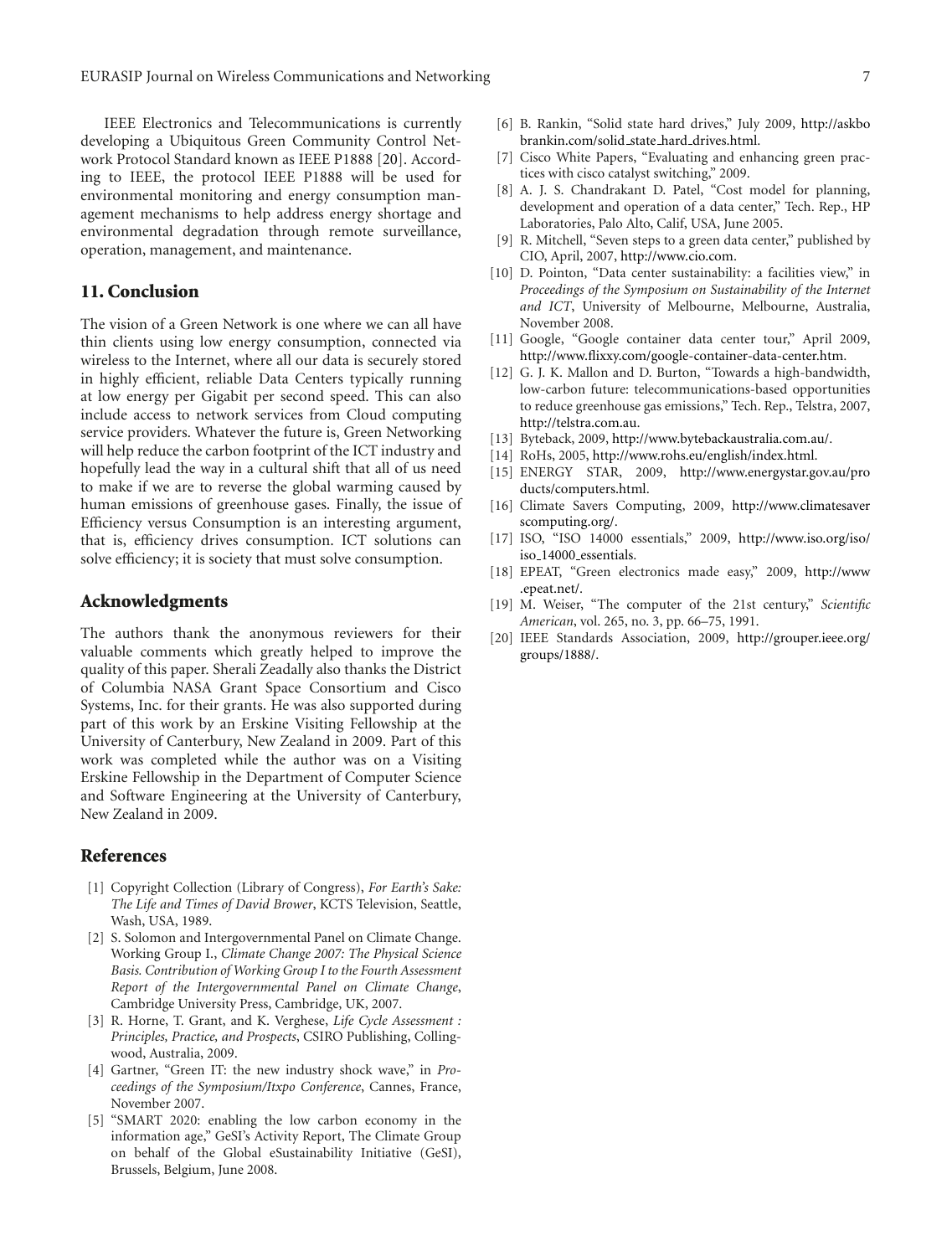IEEE Electronics and Telecommunications is currently developing a Ubiquitous Green Community Control Network Protocol Standard known as IEEE P1888 [20]. According to IEEE, the protocol IEEE P1888 will be used for environmental monitoring and energy consumption management mechanisms to help address energy shortage and environmental degradation through remote surveillance, operation, management, and maintenance.

## 11. Conclusion

The vision of a Green Network is one where we can all have thin clients using low energy consumption, connected via wireless to the Internet, where all our data is securely stored in highly efficient, reliable Data Centers typically running at low energy per Gigabit per second speed. This can also include access to network services from Cloud computing service providers. Whatever the future is, Green Networking will help reduce the carbon footprint of the ICT industry and hopefully lead the way in a cultural shift that all of us need to make if we are to reverse the global warming caused by human emissions of greenhouse gases. Finally, the issue of Efficiency versus Consumption is an interesting argument, that is, efficiency drives consumption. ICT solutions can solve efficiency; it is society that must solve consumption.

## Acknowledgments

The authors thank the anonymous reviewers for their valuable comments which greatly helped to improve the quality of this paper. Sherali Zeadally also thanks the District of Columbia NASA Grant Space Consortium and Cisco Systems, Inc. for their grants. He was also supported during part of this work by an Erskine Visiting Fellowship at the University of Canterbury, New Zealand in 2009. Part of this work was completed while the author was on a Visiting Erskine Fellowship in the Department of Computer Science and Software Engineering at the University of Canterbury, New Zealand in 2009.

## References

[1] Copyright Collection (Library of Congress), *For Earth's Sake: The Life and Times of David Brower*, KCTS Television, Seattle, Wash, USA, 1989.

[2] S. Solomon and Intergovernmental Panel on Climate Change. Working Group I., *Climate Change 2007: The Physical Science Basis. Contribution of Working Group I to the Fourth Assessment Report of the Intergovernmental Panel on Climate Change*, Cambridge University Press, Cambridge, UK, 2007.

[3] R. Horne, T. Grant, and K. Verghese, *Life Cycle Assessment : Principles, Practice, and Prospects*, CSIRO Publishing, Collingwood, Australia, 2009.

[4] Gartner, "Green IT: the new industry shock wave," in *Proceedings of the Symposium/Itxpo Conference*, Cannes, France, November 2007.

[5] "SMART 2020: enabling the low carbon economy in the information age," GeSI's Activity Report, The Climate Group on behalf of the Global eSustainability Initiative (GeSI), Brussels, Belgium, June 2008.

[6] B. Rankin, "Solid state hard drives," July 2009, http://askbobrankin.com/solid_state_hard_drives.html.

[7] Cisco White Papers, "Evaluating and enhancing green practices with cisco catalyst switching," 2009.

[8] A. J. S. Chandrakant D. Patel, "Cost model for planning, development and operation of a data center," Tech. Rep., HP Laboratories, Palo Alto, Calif, USA, June 2005.

[9] R. Mitchell, "Seven steps to a green data center," published by CIO, April, 2007, http://www.cio.com.

[10] D. Pointon, "Data center sustainability: a facilities view," in *Proceedings of the Symposium on Sustainability of the Internet and ICT*, University of Melbourne, Melbourne, Australia, November 2008.

[11] Google, "Google container data center tour," April 2009, http://www.flixxy.com/google-container-data-center.htm.

[12] G. J. K. Mallon and D. Burton, "Towards a high-bandwidth, low-carbon future: telecommunications-based opportunities to reduce greenhouse gas emissions," Tech. Rep., Telstra, 2007, http://telstra.com.au.

[13] Byteback, 2009, http://www.bytebackaustralia.com.au/.

[14] RoHs, 2005, http://www.rohs.eu/english/index.html.

[15] ENERGY STAR, 2009, http://www.energystar.gov.au/products/computers.html.

[16] Climate Savers Computing, 2009, http://www.climatesaverscomputing.org/.

[17] ISO, "ISO 14000 essentials," 2009, http://www.iso.org/iso/iso_14000_essentials.

[18] EPEAT, "Green electronics made easy," 2009, http://www.epeat.net/.

[19] M. Weiser, "The computer of the 21st century," *Scientific American*, vol. 265, no. 3, pp. 66–75, 1991.

[20] IEEE Standards Association, 2009, http://grouper.ieee.org/groups/1888/.